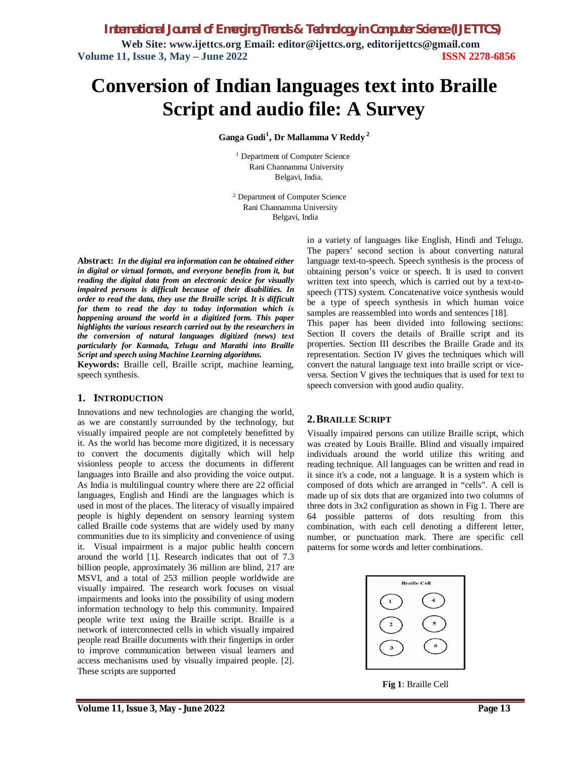# Conversion of Indian languages text into Braille Script and audio file: A Survey

**Ganga Gudi[1], Dr Mallamma V Reddy[2]**

[1] Department of Computer Science
Rani Channamma University
Belgavi, India.

[2] Department of Computer Science
Rani Channamma University
Belgavi, India

**Abstract:** ***In the digital era information can be obtained either in digital or virtual formats, and everyone benefits from it, but reading the digital data from an electronic device for visually impaired persons is difficult because of their disabilities. In order to read the data, they use the Braille script. It is difficult for them to read the day to today information which is happening around the world in a digitized form. This paper highlights the various research carried out by the researchers in the conversion of natural languages digitized (news) text particularly for Kannada, Telugu and Marathi into Braille Script and speech using Machine Learning algorithms.***

**Keywords:** Braille cell, Braille script, machine learning, speech synthesis.

## 1. INTRODUCTION

Innovations and new technologies are changing the world, as we are constantly surrounded by the technology, but visually impaired people are not completely benefitted by it. As the world has become more digitized, it is necessary to convert the documents digitally which will help visionless people to access the documents in different languages into Braille and also providing the voice output. As India is multilingual country where there are 22 official languages, English and Hindi are the languages which is used in most of the places. The literacy of visually impaired people is highly dependent on sensory learning system called Braille code systems that are widely used by many communities due to its simplicity and convenience of using it. Visual impairment is a major public health concern around the world [1]. Research indicates that out of 7.3 billion people, approximately 36 million are blind, 217 are MSVI, and a total of 253 million people worldwide are visually impaired. The research work focuses on visual impairments and looks into the possibility of using modern information technology to help this community. Impaired people write text using the Braille script. Braille is a network of interconnected cells in which visually impaired people read Braille documents with their fingertips in order to improve communication between visual learners and access mechanisms used by visually impaired people. [2]. These scripts are supported in a variety of languages like English, Hindi and Telugu. The papers' second section is about converting natural language text-to-speech. Speech synthesis is the process of obtaining person's voice or speech. It is used to convert written text into speech, which is carried out by a text-to-speech (TTS) system. Concatenative voice synthesis would be a type of speech synthesis in which human voice samples are reassembled into words and sentences [18].

This paper has been divided into following sections: Section II covers the details of Braille script and its properties. Section III describes the Braille Grade and its representation. Section IV gives the techniques which will convert the natural language text into braille script or vice-versa. Section V gives the techniques that is used for text to speech conversion with good audio quality.

## 2. BRAILLE SCRIPT

Visually impaired persons can utilize Braille script, which was created by Louis Braille. Blind and visually impaired individuals around the world utilize this writing and reading technique. All languages can be written and read in it since it's a code, not a language. It is a system which is composed of dots which are arranged in "cells". A cell is made up of six dots that are organized into two columns of three dots in 3x2 configuration as shown in Fig 1. There are 64 possible patterns of dots resulting from this combination, with each cell denoting a different letter, number, or punctuation mark. There are specific cell patterns for some words and letter combinations.

Braille Cell
1 4
2 5
3 6

**Fig 1**: Braille Cell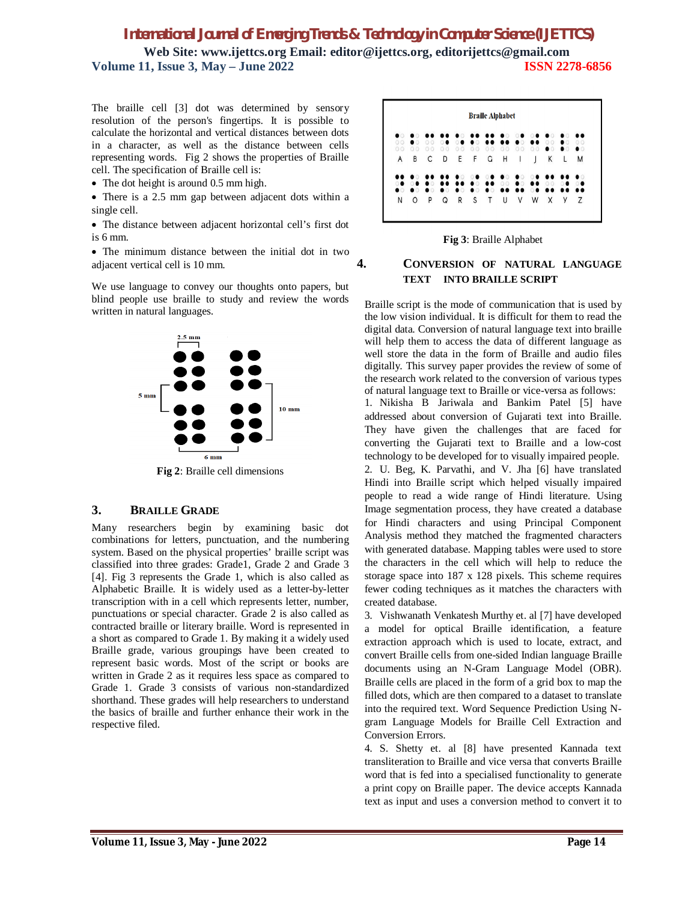The braille cell [3] dot was determined by sensory resolution of the person's fingertips. It is possible to calculate the horizontal and vertical distances between dots in a character, as well as the distance between cells representing words. Fig 2 shows the properties of Braille cell. The specification of Braille cell is:

- The dot height is around 0.5 mm high.
- There is a 2.5 mm gap between adjacent dots within a single cell.
- The distance between adjacent horizontal cell's first dot is 6 mm.
- The minimum distance between the initial dot in two adjacent vertical cell is 10 mm.

We use language to convey our thoughts onto papers, but blind people use braille to study and review the words written in natural languages.

2.5 mm

5 mm

10 mm

6 mm

**Fig 2**: Braille cell dimensions

## 3. BRAILLE GRADE

Many researchers begin by examining basic dot combinations for letters, punctuation, and the numbering system. Based on the physical properties' braille script was classified into three grades: Grade1, Grade 2 and Grade 3 [4]. Fig 3 represents the Grade 1, which is also called as Alphabetic Braille. It is widely used as a letter-by-letter transcription with in a cell which represents letter, number, punctuations or special character. Grade 2 is also called as contracted braille or literary braille. Word is represented in a short as compared to Grade 1. By making it a widely used Braille grade, various groupings have been created to represent basic words. Most of the script or books are written in Grade 2 as it requires less space as compared to Grade 1. Grade 3 consists of various non-standardized shorthand. These grades will help researchers to understand the basics of braille and further enhance their work in the respective filed.

Braille Alphabet

A B C D E F G H I J K L M

N O P Q R S T U V W X Y Z

**Fig 3**: Braille Alphabet

## 4. CONVERSION OF NATURAL LANGUAGE TEXT INTO BRAILLE SCRIPT

Braille script is the mode of communication that is used by the low vision individual. It is difficult for them to read the digital data. Conversion of natural language text into braille will help them to access the data of different language as well store the data in the form of Braille and audio files digitally. This survey paper provides the review of some of the research work related to the conversion of various types of natural language text to Braille or vice-versa as follows:

1. Nikisha B Jariwala and Bankim Patel [5] have addressed about conversion of Gujarati text into Braille. They have given the challenges that are faced for converting the Gujarati text to Braille and a low-cost technology to be developed for to visually impaired people.
2. U. Beg, K. Parvathi, and V. Jha [6] have translated Hindi into Braille script which helped visually impaired people to read a wide range of Hindi literature. Using Image segmentation process, they have created a database for Hindi characters and using Principal Component Analysis method they matched the fragmented characters with generated database. Mapping tables were used to store the characters in the cell which will help to reduce the storage space into 187 x 128 pixels. This scheme requires fewer coding techniques as it matches the characters with created database.
3. Vishwanath Venkatesh Murthy et. al [7] have developed a model for optical Braille identification, a feature extraction approach which is used to locate, extract, and convert Braille cells from one-sided Indian language Braille documents using an N-Gram Language Model (OBR). Braille cells are placed in the form of a grid box to map the filled dots, which are then compared to a dataset to translate into the required text. Word Sequence Prediction Using N-gram Language Models for Braille Cell Extraction and Conversion Errors.
4. S. Shetty et. al [8] have presented Kannada text transliteration to Braille and vice versa that converts Braille word that is fed into a specialised functionality to generate a print copy on Braille paper. The device accepts Kannada text as input and uses a conversion method to convert it to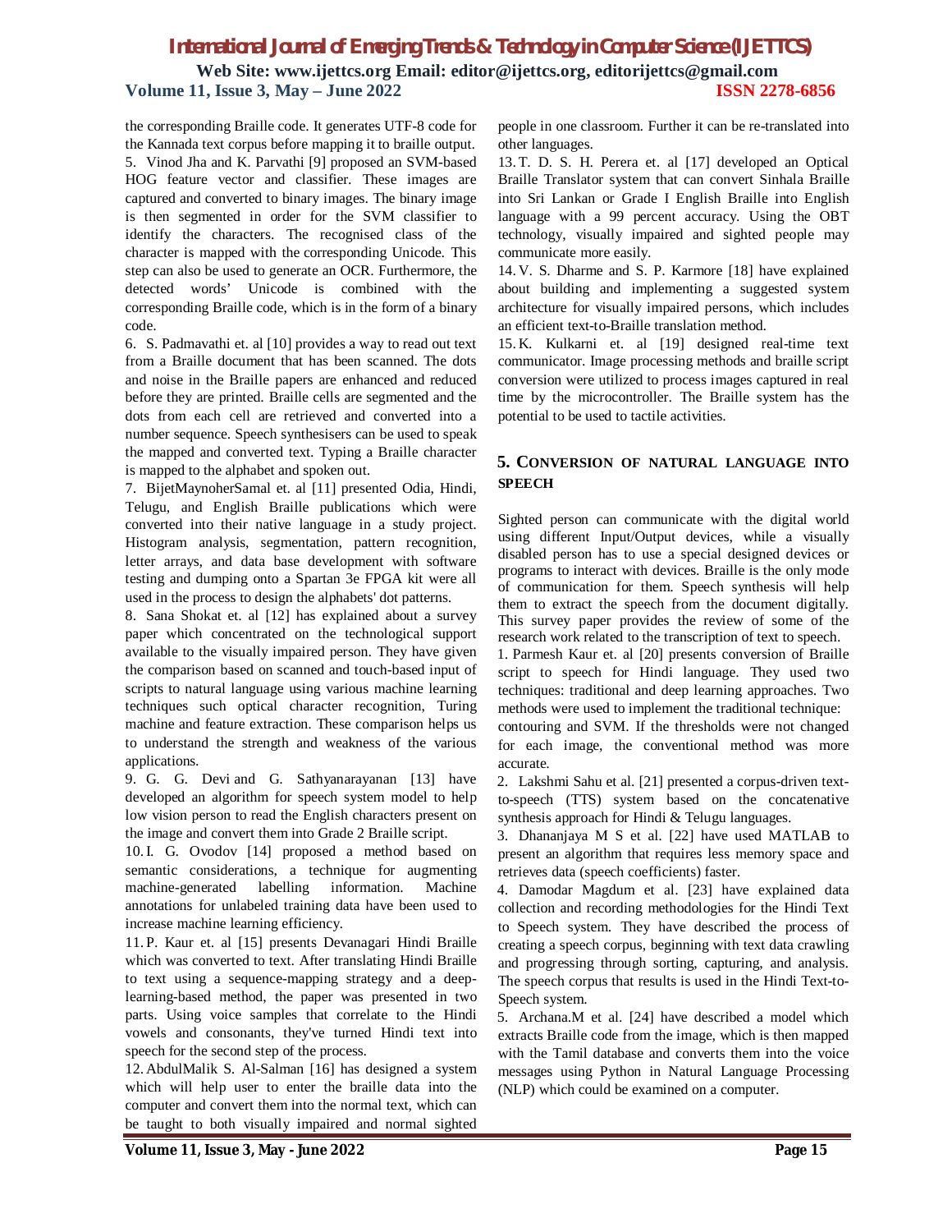the corresponding Braille code. It generates UTF-8 code for the Kannada text corpus before mapping it to braille output.

5. Vinod Jha and K. Parvathi [9] proposed an SVM-based HOG feature vector and classifier. These images are captured and converted to binary images. The binary image is then segmented in order for the SVM classifier to identify the characters. The recognised class of the character is mapped with the corresponding Unicode. This step can also be used to generate an OCR. Furthermore, the detected words' Unicode is combined with the corresponding Braille code, which is in the form of a binary code.

6. S. Padmavathi et. al [10] provides a way to read out text from a Braille document that has been scanned. The dots and noise in the Braille papers are enhanced and reduced before they are printed. Braille cells are segmented and the dots from each cell are retrieved and converted into a number sequence. Speech synthesisers can be used to speak the mapped and converted text. Typing a Braille character is mapped to the alphabet and spoken out.

7. BijetMaynoherSamal et. al [11] presented Odia, Hindi, Telugu, and English Braille publications which were converted into their native language in a study project. Histogram analysis, segmentation, pattern recognition, letter arrays, and data base development with software testing and dumping onto a Spartan 3e FPGA kit were all used in the process to design the alphabets' dot patterns.

8. Sana Shokat et. al [12] has explained about a survey paper which concentrated on the technological support available to the visually impaired person. They have given the comparison based on scanned and touch-based input of scripts to natural language using various machine learning techniques such optical character recognition, Turing machine and feature extraction. These comparison helps us to understand the strength and weakness of the various applications.

9. G. G. Devi and G. Sathyanarayanan [13] have developed an algorithm for speech system model to help low vision person to read the English characters present on the image and convert them into Grade 2 Braille script.

10. I. G. Ovodov [14] proposed a method based on semantic considerations, a technique for augmenting machine-generated labelling information. Machine annotations for unlabeled training data have been used to increase machine learning efficiency.

11. P. Kaur et. al [15] presents Devanagari Hindi Braille which was converted to text. After translating Hindi Braille to text using a sequence-mapping strategy and a deep-learning-based method, the paper was presented in two parts. Using voice samples that correlate to the Hindi vowels and consonants, they've turned Hindi text into speech for the second step of the process.

12. AbdulMalik S. Al-Salman [16] has designed a system which will help user to enter the braille data into the computer and convert them into the normal text, which can be taught to both visually impaired and normal sighted people in one classroom. Further it can be re-translated into other languages.

13. T. D. S. H. Perera et. al [17] developed an Optical Braille Translator system that can convert Sinhala Braille into Sri Lankan or Grade I English Braille into English language with a 99 percent accuracy. Using the OBT technology, visually impaired and sighted people may communicate more easily.

14. V. S. Dharme and S. P. Karmore [18] have explained about building and implementing a suggested system architecture for visually impaired persons, which includes an efficient text-to-Braille translation method.

15. K. Kulkarni et. al [19] designed real-time text communicator. Image processing methods and braille script conversion were utilized to process images captured in real time by the microcontroller. The Braille system has the potential to be used to tactile activities.

## 5. CONVERSION OF NATURAL LANGUAGE INTO SPEECH

Sighted person can communicate with the digital world using different Input/Output devices, while a visually disabled person has to use a special designed devices or programs to interact with devices. Braille is the only mode of communication for them. Speech synthesis will help them to extract the speech from the document digitally. This survey paper provides the review of some of the research work related to the transcription of text to speech.

1. Parmesh Kaur et. al [20] presents conversion of Braille script to speech for Hindi language. They used two techniques: traditional and deep learning approaches. Two methods were used to implement the traditional technique: contouring and SVM. If the thresholds were not changed for each image, the conventional method was more accurate.

2. Lakshmi Sahu et al. [21] presented a corpus-driven text-to-speech (TTS) system based on the concatenative synthesis approach for Hindi & Telugu languages.

3. Dhananjaya M S et al. [22] have used MATLAB to present an algorithm that requires less memory space and retrieves data (speech coefficients) faster.

4. Damodar Magdum et al. [23] have explained data collection and recording methodologies for the Hindi Text to Speech system. They have described the process of creating a speech corpus, beginning with text data crawling and progressing through sorting, capturing, and analysis. The speech corpus that results is used in the Hindi Text-to-Speech system.

5. Archana.M et al. [24] have described a model which extracts Braille code from the image, which is then mapped with the Tamil database and converts them into the voice messages using Python in Natural Language Processing (NLP) which could be examined on a computer.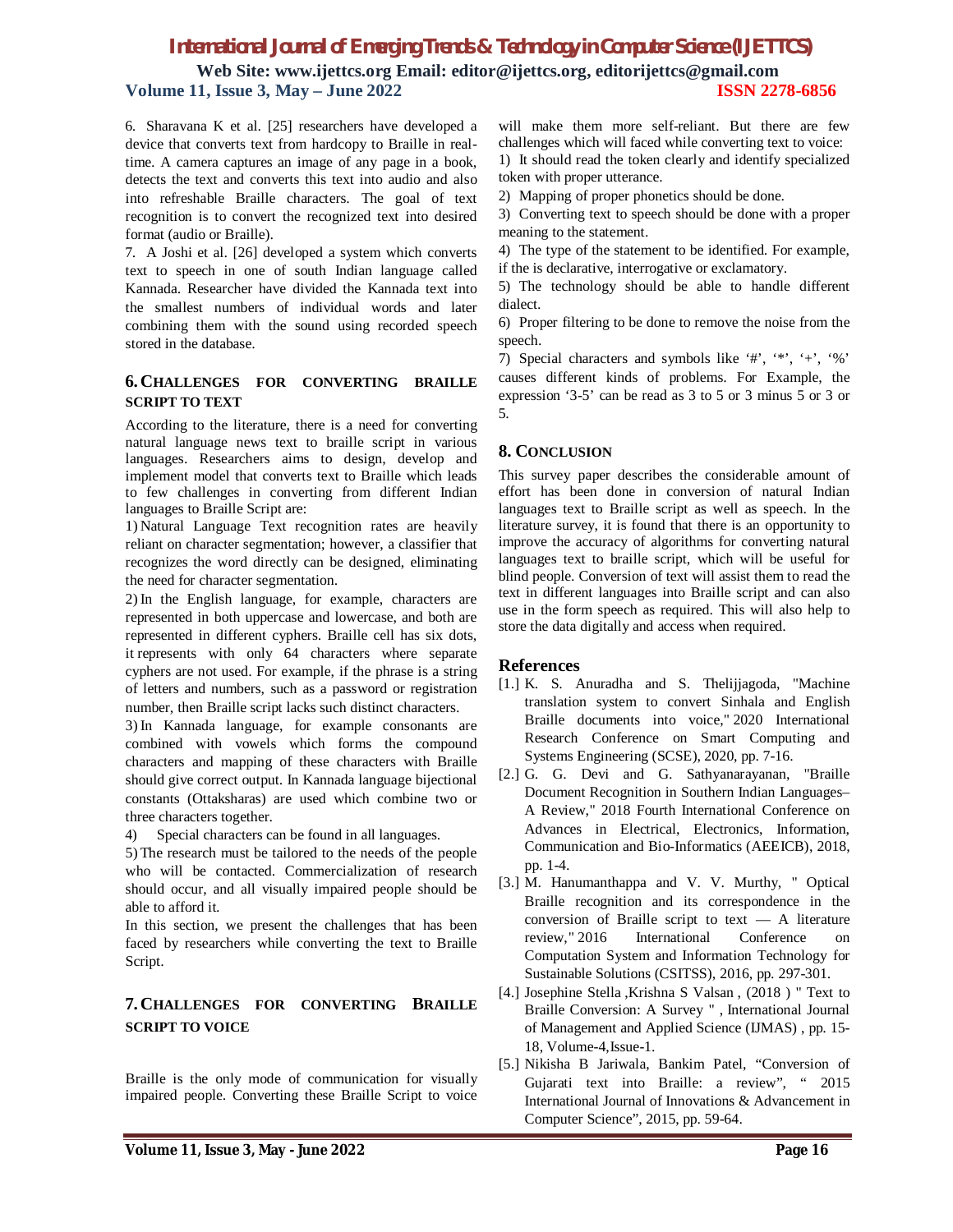6. Sharavana K et al. [25] researchers have developed a device that converts text from hardcopy to Braille in real-time. A camera captures an image of any page in a book, detects the text and converts this text into audio and also into refreshable Braille characters. The goal of text recognition is to convert the recognized text into desired format (audio or Braille).

7. A Joshi et al. [26] developed a system which converts text to speech in one of south Indian language called Kannada. Researcher have divided the Kannada text into the smallest numbers of individual words and later combining them with the sound using recorded speech stored in the database.

## 6. CHALLENGES FOR CONVERTING BRAILLE SCRIPT TO TEXT

According to the literature, there is a need for converting natural language news text to braille script in various languages. Researchers aims to design, develop and implement model that converts text to Braille which leads to few challenges in converting from different Indian languages to Braille Script are:

1) Natural Language Text recognition rates are heavily reliant on character segmentation; however, a classifier that recognizes the word directly can be designed, eliminating the need for character segmentation.

2) In the English language, for example, characters are represented in both uppercase and lowercase, and both are represented in different cyphers. Braille cell has six dots, it represents with only 64 characters where separate cyphers are not used. For example, if the phrase is a string of letters and numbers, such as a password or registration number, then Braille script lacks such distinct characters.

3) In Kannada language, for example consonants are combined with vowels which forms the compound characters and mapping of these characters with Braille should give correct output. In Kannada language bijectional constants (Ottaksharas) are used which combine two or three characters together.

4) Special characters can be found in all languages.

5) The research must be tailored to the needs of the people who will be contacted. Commercialization of research should occur, and all visually impaired people should be able to afford it.

In this section, we present the challenges that has been faced by researchers while converting the text to Braille Script.

## 7. CHALLENGES FOR CONVERTING BRAILLE SCRIPT TO VOICE

Braille is the only mode of communication for visually impaired people. Converting these Braille Script to voice will make them more self-reliant. But there are few challenges which will faced while converting text to voice:

1) It should read the token clearly and identify specialized token with proper utterance.

2) Mapping of proper phonetics should be done.

3) Converting text to speech should be done with a proper meaning to the statement.

4) The type of the statement to be identified. For example, if the is declarative, interrogative or exclamatory.

5) The technology should be able to handle different dialect.

6) Proper filtering to be done to remove the noise from the speech.

7) Special characters and symbols like '#', '*', '+', '%' causes different kinds of problems. For Example, the expression '3-5' can be read as 3 to 5 or 3 minus 5 or 3 or 5.

## 8. CONCLUSION

This survey paper describes the considerable amount of effort has been done in conversion of natural Indian languages text to Braille script as well as speech. In the literature survey, it is found that there is an opportunity to improve the accuracy of algorithms for converting natural languages text to braille script, which will be useful for blind people. Conversion of text will assist them to read the text in different languages into Braille script and can also use in the form speech as required. This will also help to store the data digitally and access when required.

## References

[1.] K. S. Anuradha and S. Thelijjagoda, "Machine translation system to convert Sinhala and English Braille documents into voice," 2020 International Research Conference on Smart Computing and Systems Engineering (SCSE), 2020, pp. 7-16.

[2.] G. G. Devi and G. Sathyanarayanan, "Braille Document Recognition in Southern Indian Languages– A Review," 2018 Fourth International Conference on Advances in Electrical, Electronics, Information, Communication and Bio-Informatics (AEEICB), 2018, pp. 1-4.

[3.] M. Hanumanthappa and V. V. Murthy, " Optical Braille recognition and its correspondence in the conversion of Braille script to text — A literature review," 2016 International Conference on Computation System and Information Technology for Sustainable Solutions (CSITSS), 2016, pp. 297-301.

[4.] Josephine Stella ,Krishna S Valsan , (2018 ) " Text to Braille Conversion: A Survey " , International Journal of Management and Applied Science (IJMAS) , pp. 15-18, Volume-4,Issue-1.

[5.] Nikisha B Jariwala, Bankim Patel, "Conversion of Gujarati text into Braille: a review", " 2015 International Journal of Innovations & Advancement in Computer Science", 2015, pp. 59-64.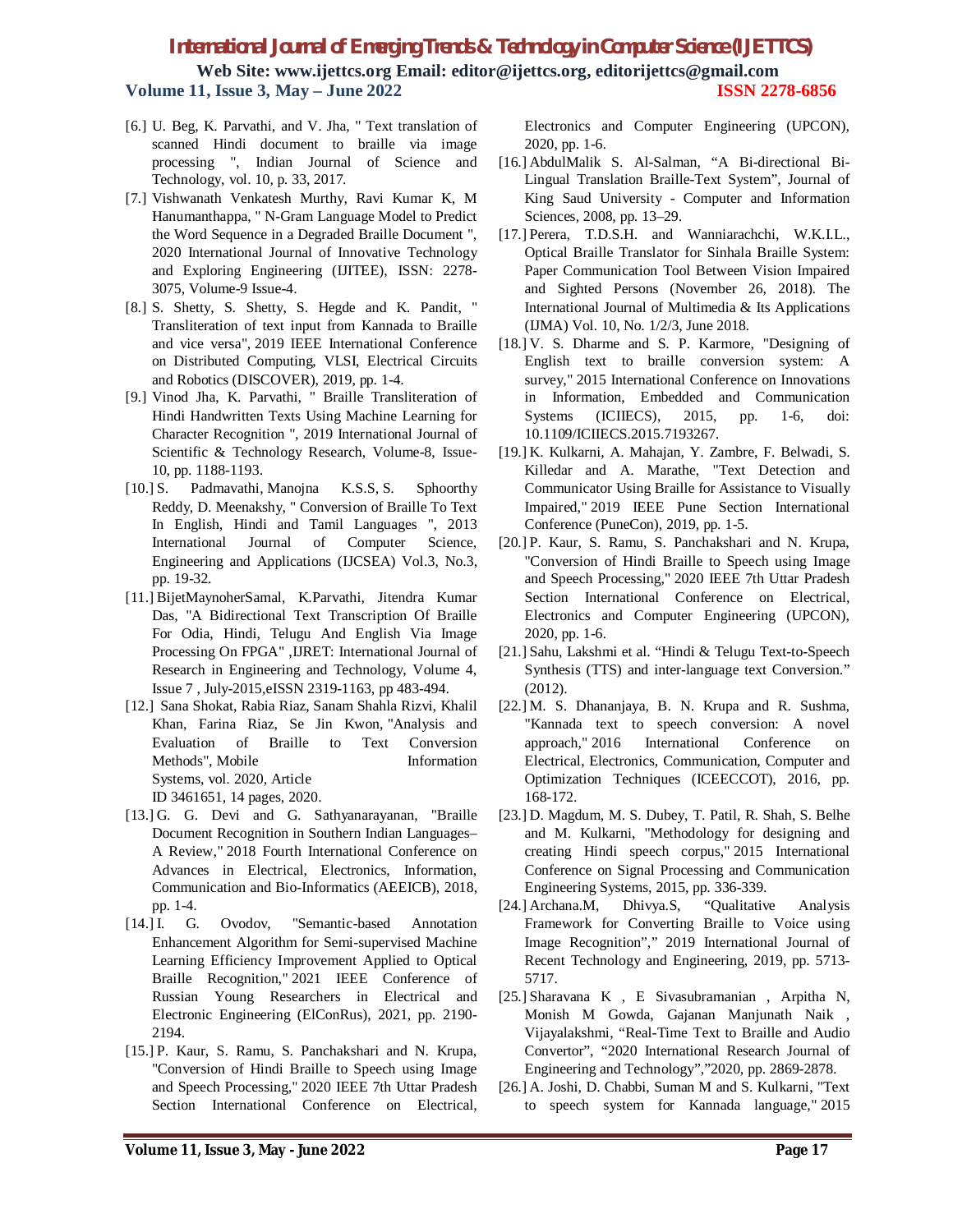[6.] U. Beg, K. Parvathi, and V. Jha, " Text translation of scanned Hindi document to braille via image processing ", Indian Journal of Science and Technology, vol. 10, p. 33, 2017.

[7.] Vishwanath Venkatesh Murthy, Ravi Kumar K, M Hanumanthappa, " N-Gram Language Model to Predict the Word Sequence in a Degraded Braille Document ", 2020 International Journal of Innovative Technology and Exploring Engineering (IJITEE), ISSN: 2278-3075, Volume-9 Issue-4.

[8.] S. Shetty, S. Shetty, S. Hegde and K. Pandit, " Transliteration of text input from Kannada to Braille and vice versa", 2019 IEEE International Conference on Distributed Computing, VLSI, Electrical Circuits and Robotics (DISCOVER), 2019, pp. 1-4.

[9.] Vinod Jha, K. Parvathi, " Braille Transliteration of Hindi Handwritten Texts Using Machine Learning for Character Recognition ", 2019 International Journal of Scientific & Technology Research, Volume-8, Issue-10, pp. 1188-1193.

[10.] S. Padmavathi, Manojna K.S.S, S. Sphoorthy Reddy, D. Meenakshy, " Conversion of Braille To Text In English, Hindi and Tamil Languages ", 2013 International Journal of Computer Science, Engineering and Applications (IJCSEA) Vol.3, No.3, pp. 19-32.

[11.] BijetMaynoherSamal, K.Parvathi, Jitendra Kumar Das, "A Bidirectional Text Transcription Of Braille For Odia, Hindi, Telugu And English Via Image Processing On FPGA" ,IJRET: International Journal of Research in Engineering and Technology, Volume 4, Issue 7 , July-2015,eISSN 2319-1163, pp 483-494.

[12.] Sana Shokat, Rabia Riaz, Sanam Shahla Rizvi, Khalil Khan, Farina Riaz, Se Jin Kwon, "Analysis and Evaluation of Braille to Text Conversion Methods", Mobile Information Systems, vol. 2020, Article ID 3461651, 14 pages, 2020.

[13.] G. G. Devi and G. Sathyanarayanan, "Braille Document Recognition in Southern Indian Languages– A Review," 2018 Fourth International Conference on Advances in Electrical, Electronics, Information, Communication and Bio-Informatics (AEEICB), 2018, pp. 1-4.

[14.] I. G. Ovodov, "Semantic-based Annotation Enhancement Algorithm for Semi-supervised Machine Learning Efficiency Improvement Applied to Optical Braille Recognition," 2021 IEEE Conference of Russian Young Researchers in Electrical and Electronic Engineering (ElConRus), 2021, pp. 2190-2194.

[15.] P. Kaur, S. Ramu, S. Panchakshari and N. Krupa, "Conversion of Hindi Braille to Speech using Image and Speech Processing," 2020 IEEE 7th Uttar Pradesh Section International Conference on Electrical, Electronics and Computer Engineering (UPCON), 2020, pp. 1-6.

[16.] AbdulMalik S. Al-Salman, "A Bi-directional Bi-Lingual Translation Braille-Text System", Journal of King Saud University - Computer and Information Sciences, 2008, pp. 13–29.

[17.] Perera, T.D.S.H. and Wanniarachchi, W.K.I.L., Optical Braille Translator for Sinhala Braille System: Paper Communication Tool Between Vision Impaired and Sighted Persons (November 26, 2018). The International Journal of Multimedia & Its Applications (IJMA) Vol. 10, No. 1/2/3, June 2018.

[18.] V. S. Dharme and S. P. Karmore, "Designing of English text to braille conversion system: A survey," 2015 International Conference on Innovations in Information, Embedded and Communication Systems (ICIIECS), 2015, pp. 1-6, doi: 10.1109/ICIIECS.2015.7193267.

[19.] K. Kulkarni, A. Mahajan, Y. Zambre, F. Belwadi, S. Killedar and A. Marathe, "Text Detection and Communicator Using Braille for Assistance to Visually Impaired," 2019 IEEE Pune Section International Conference (PuneCon), 2019, pp. 1-5.

[20.] P. Kaur, S. Ramu, S. Panchakshari and N. Krupa, "Conversion of Hindi Braille to Speech using Image and Speech Processing," 2020 IEEE 7th Uttar Pradesh Section International Conference on Electrical, Electronics and Computer Engineering (UPCON), 2020, pp. 1-6.

[21.] Sahu, Lakshmi et al. "Hindi & Telugu Text-to-Speech Synthesis (TTS) and inter-language text Conversion." (2012).

[22.] M. S. Dhananjaya, B. N. Krupa and R. Sushma, "Kannada text to speech conversion: A novel approach," 2016 International Conference on Electrical, Electronics, Communication, Computer and Optimization Techniques (ICEECCOT), 2016, pp. 168-172.

[23.] D. Magdum, M. S. Dubey, T. Patil, R. Shah, S. Belhe and M. Kulkarni, "Methodology for designing and creating Hindi speech corpus," 2015 International Conference on Signal Processing and Communication Engineering Systems, 2015, pp. 336-339.

[24.] Archana.M, Dhivya.S, "Qualitative Analysis Framework for Converting Braille to Voice using Image Recognition"," 2019 International Journal of Recent Technology and Engineering, 2019, pp. 5713-5717.

[25.] Sharavana K , E Sivasubramanian , Arpitha N, Monish M Gowda, Gajanan Manjunath Naik , Vijayalakshmi, "Real-Time Text to Braille and Audio Convertor", "2020 International Research Journal of Engineering and Technology","2020, pp. 2869-2878.

[26.] A. Joshi, D. Chabbi, Suman M and S. Kulkarni, "Text to speech system for Kannada language," 2015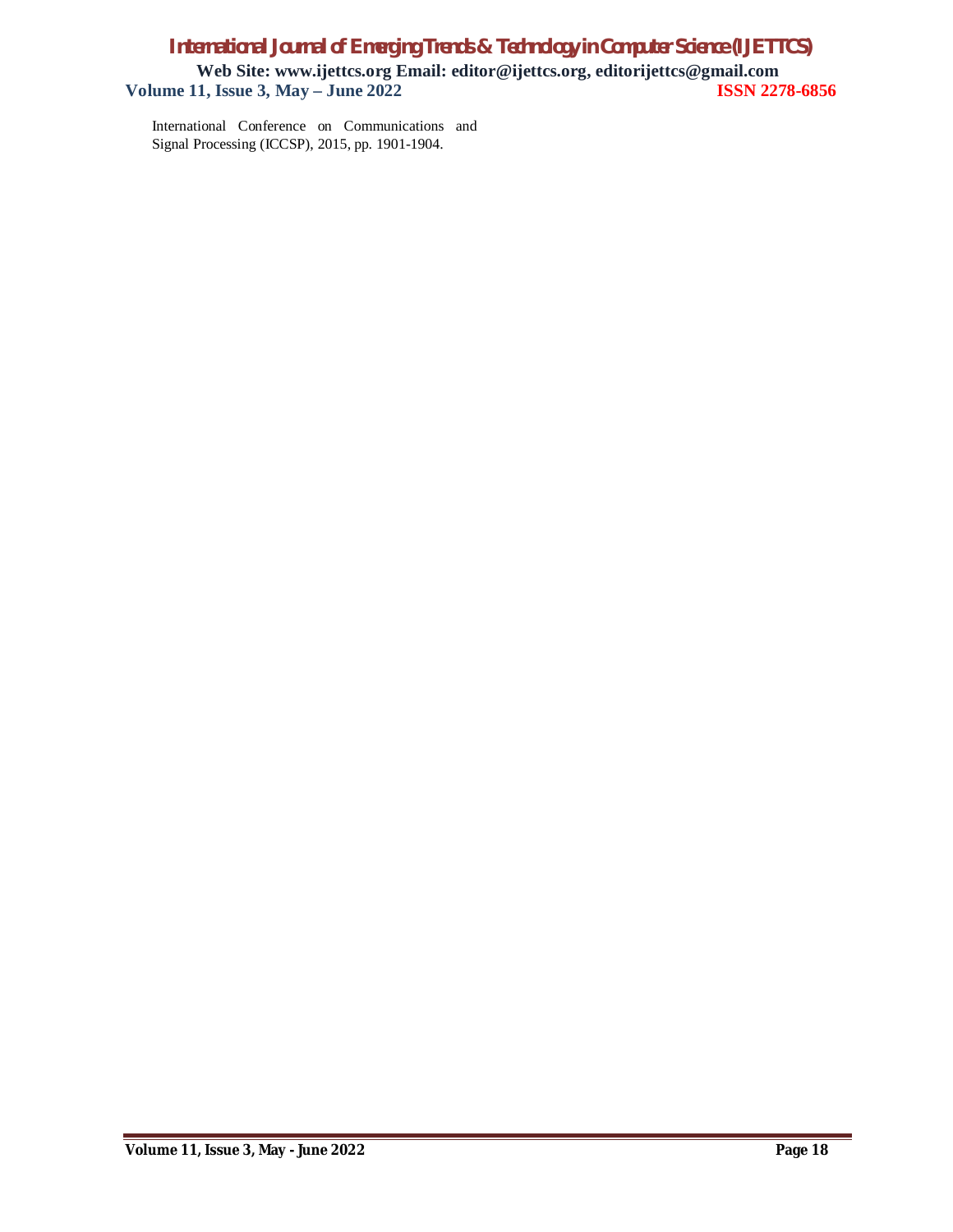International Conference on Communications and Signal Processing (ICCSP), 2015, pp. 1901-1904.